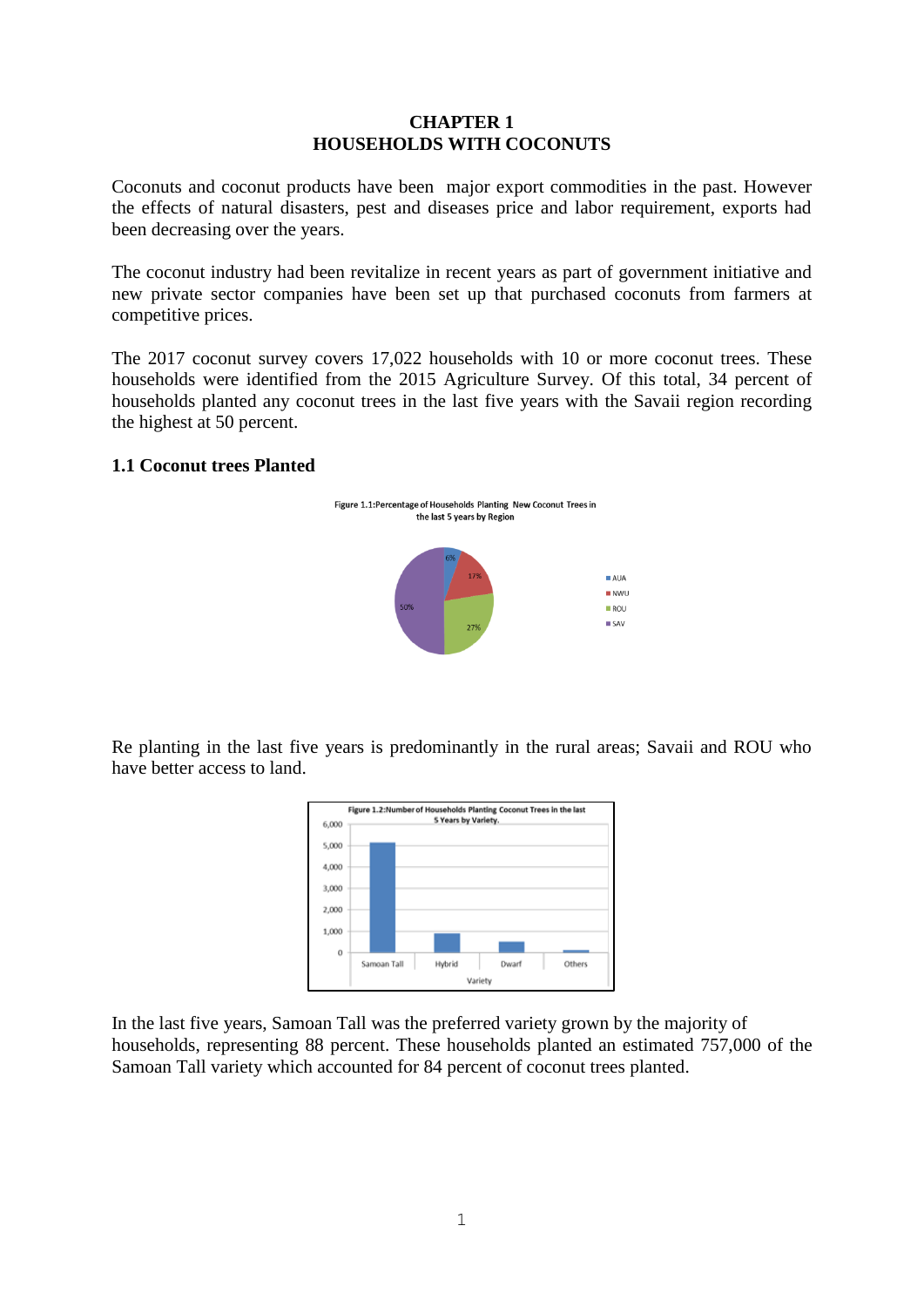# CHAPTER 1
# HOUSEHOLDS WITH COCONUTS

Coconuts and coconut products have been major export commodities in the past. However the effects of natural disasters, pest and diseases price and labor requirement, exports had been decreasing over the years.

The coconut industry had been revitalize in recent years as part of government initiative and new private sector companies have been set up that purchased coconuts from farmers at competitive prices.

The 2017 coconut survey covers 17,022 households with 10 or more coconut trees. These households were identified from the 2015 Agriculture Survey. Of this total, 34 percent of households planted any coconut trees in the last five years with the Savaii region recording the highest at 50 percent.

## 1.1 Coconut trees Planted

Figure 1.1:Percentage of Households Planting New Coconut Trees in the last 5 years by Region

Re planting in the last five years is predominantly in the rural areas; Savaii and ROU who have better access to land.

Figure 1.2:Number of Households Planting Coconut Trees in the last 5 Years by Variety.

In the last five years, Samoan Tall was the preferred variety grown by the majority of households, representing 88 percent. These households planted an estimated 757,000 of the Samoan Tall variety which accounted for 84 percent of coconut trees planted.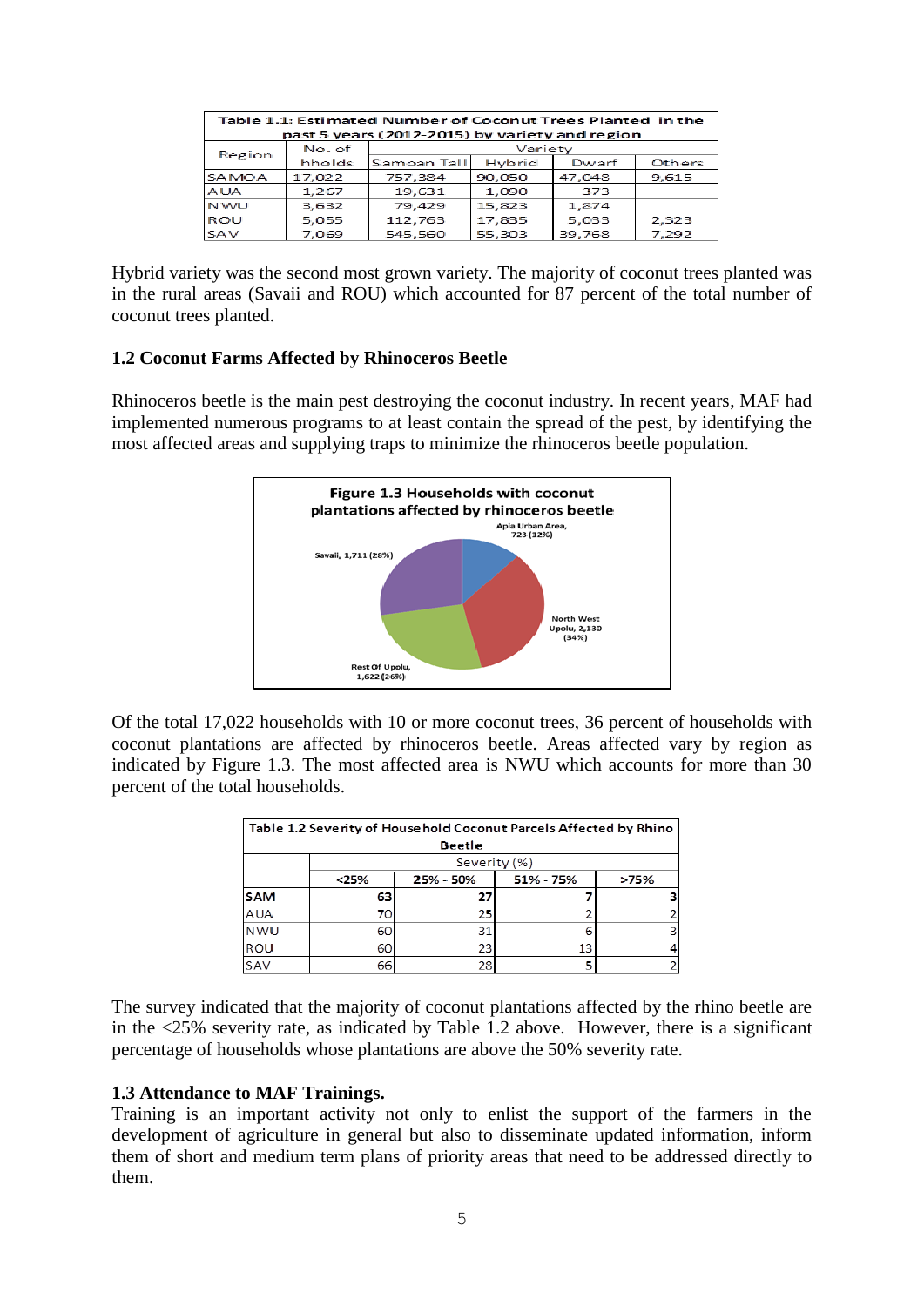| Table 1.1: Estimated Number of Coconut Trees Planted in the past 5 years (2012-2015) by variety and region | | | | | |
|---|---|---|---|---|---|
| Region | No. of hholds | Variety | | | |
| | | Samoan Tall | Hybrid | Dwarf | Others |
| SAMOA | 17,022 | 757,384 | 90,050 | 47,048 | 9,615 |
| AUA | 1,267 | 19,631 | 1,090 | 373 | |
| NWU | 3,632 | 79,429 | 15,823 | 1,874 | |
| ROU | 5,055 | 112,763 | 17,835 | 5,033 | 2,323 |
| SAV | 7,069 | 545,560 | 55,303 | 39,768 | 7,292 |

Hybrid variety was the second most grown variety. The majority of coconut trees planted was in the rural areas (Savaii and ROU) which accounted for 87 percent of the total number of coconut trees planted.

### 1.2 Coconut Farms Affected by Rhinoceros Beetle

Rhinoceros beetle is the main pest destroying the coconut industry. In recent years, MAF had implemented numerous programs to at least contain the spread of the pest, by identifying the most affected areas and supplying traps to minimize the rhinoceros beetle population.

**Figure 1.3 Households with coconut plantations affected by rhinoceros beetle**

Apia Urban Area, 723 (12%)

North West Upolu, 2,130 (34%)

Rest Of Upolu, 1,622 (26%)

Savaii, 1,711 (28%)

Of the total 17,022 households with 10 or more coconut trees, 36 percent of households with coconut plantations are affected by rhinoceros beetle. Areas affected vary by region as indicated by Figure 1.3. The most affected area is NWU which accounts for more than 30 percent of the total households.

| Table 1.2 Severity of Household Coconut Parcels Affected by Rhino Beetle | | | | |
|---|---|---|---|---|
| | Severity (%) | | | |
| | <25% | 25% - 50% | 51% - 75% | >75% |
| SAM | 63 | 27 | 7 | 3 |
| AUA | 70 | 25 | 2 | 2 |
| NWU | 60 | 31 | 6 | 3 |
| ROU | 60 | 23 | 13 | 4 |
| SAV | 66 | 28 | 5 | 2 |

The survey indicated that the majority of coconut plantations affected by the rhino beetle are in the <25% severity rate, as indicated by Table 1.2 above. However, there is a significant percentage of households whose plantations are above the 50% severity rate.

### 1.3 Attendance to MAF Trainings.

Training is an important activity not only to enlist the support of the farmers in the development of agriculture in general but also to disseminate updated information, inform them of short and medium term plans of priority areas that need to be addressed directly to them.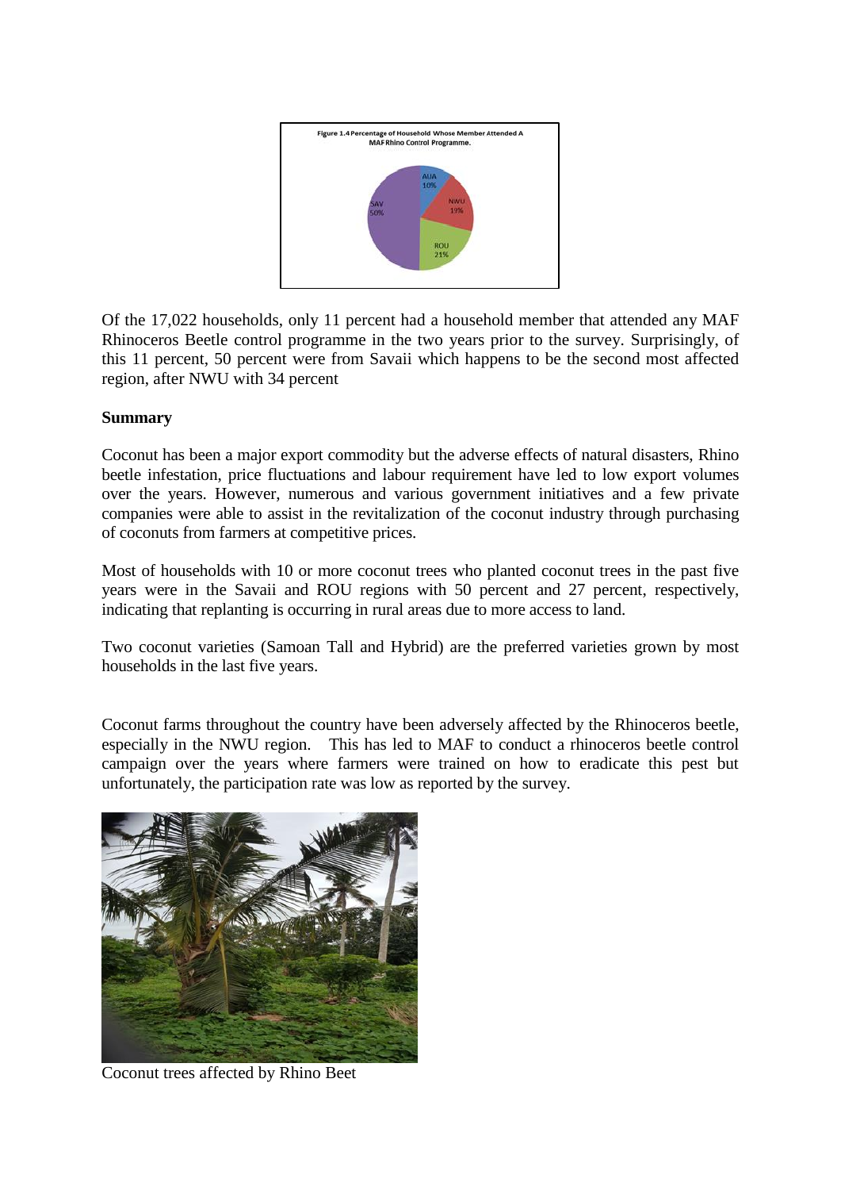Figure 1.4 Percentage of Household Whose Member Attended A MAF Rhino Control Programme.

Of the 17,022 households, only 11 percent had a household member that attended any MAF Rhinoceros Beetle control programme in the two years prior to the survey. Surprisingly, of this 11 percent, 50 percent were from Savaii which happens to be the second most affected region, after NWU with 34 percent

**Summary**

Coconut has been a major export commodity but the adverse effects of natural disasters, Rhino beetle infestation, price fluctuations and labour requirement have led to low export volumes over the years. However, numerous and various government initiatives and a few private companies were able to assist in the revitalization of the coconut industry through purchasing of coconuts from farmers at competitive prices.

Most of households with 10 or more coconut trees who planted coconut trees in the past five years were in the Savaii and ROU regions with 50 percent and 27 percent, respectively, indicating that replanting is occurring in rural areas due to more access to land.

Two coconut varieties (Samoan Tall and Hybrid) are the preferred varieties grown by most households in the last five years.

Coconut farms throughout the country have been adversely affected by the Rhinoceros beetle, especially in the NWU region. This has led to MAF to conduct a rhinoceros beetle control campaign over the years where farmers were trained on how to eradicate this pest but unfortunately, the participation rate was low as reported by the survey.

Coconut trees affected by Rhino Beet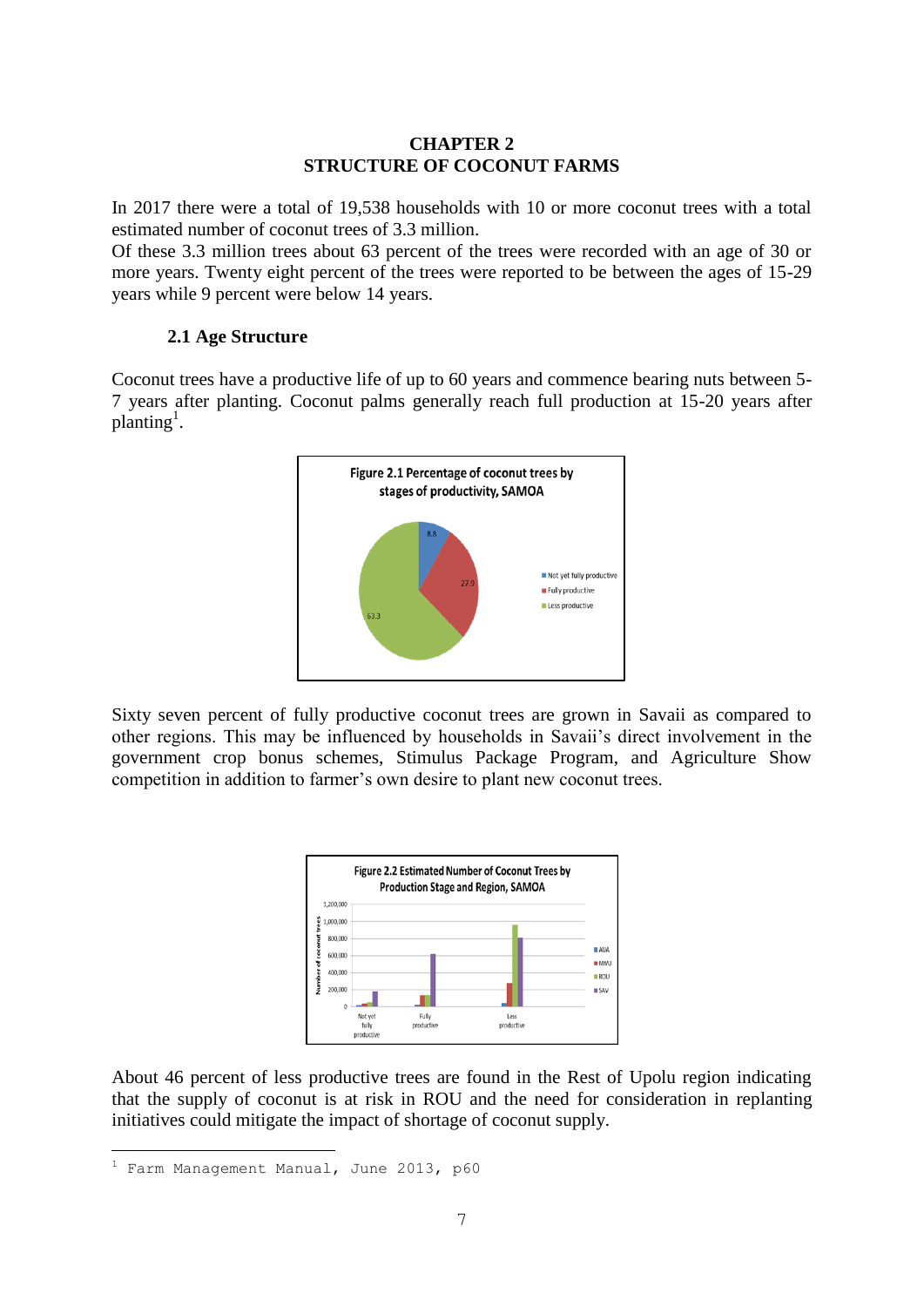# CHAPTER 2
# STRUCTURE OF COCONUT FARMS

In 2017 there were a total of 19,538 households with 10 or more coconut trees with a total estimated number of coconut trees of 3.3 million.
Of these 3.3 million trees about 63 percent of the trees were recorded with an age of 30 or more years. Twenty eight percent of the trees were reported to be between the ages of 15-29 years while 9 percent were below 14 years.

## 2.1 Age Structure

Coconut trees have a productive life of up to 60 years and commence bearing nuts between 5-7 years after planting. Coconut palms generally reach full production at 15-20 years after planting[1].

Figure 2.1 Percentage of coconut trees by stages of productivity, SAMOA

Sixty seven percent of fully productive coconut trees are grown in Savaii as compared to other regions. This may be influenced by households in Savaii's direct involvement in the government crop bonus schemes, Stimulus Package Program, and Agriculture Show competition in addition to farmer's own desire to plant new coconut trees.

Figure 2.2 Estimated Number of Coconut Trees by Production Stage and Region, SAMOA

About 46 percent of less productive trees are found in the Rest of Upolu region indicating that the supply of coconut is at risk in ROU and the need for consideration in replanting initiatives could mitigate the impact of shortage of coconut supply.

[1] Farm Management Manual, June 2013, p60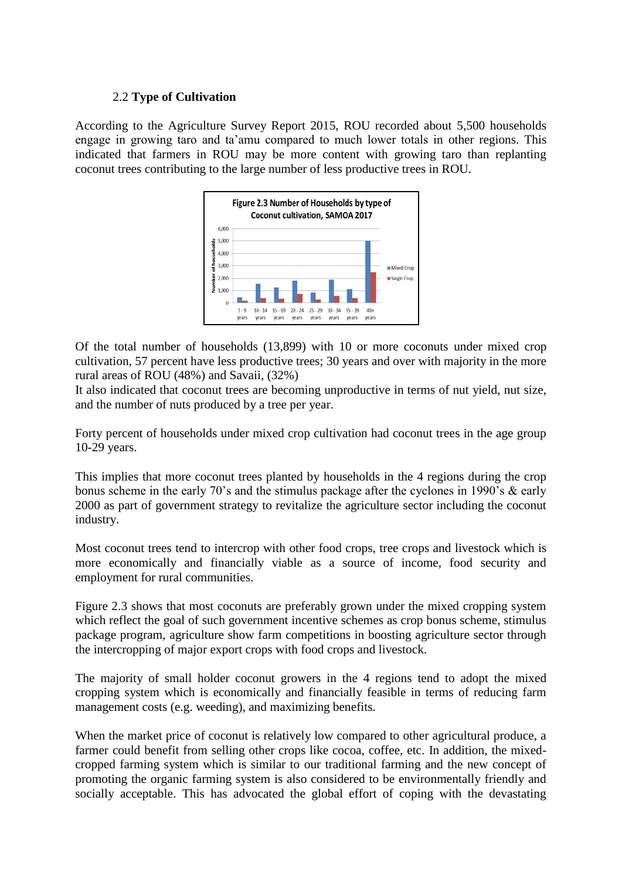### 2.2 **Type of Cultivation**

According to the Agriculture Survey Report 2015, ROU recorded about 5,500 households engage in growing taro and ta'amu compared to much lower totals in other regions. This indicated that farmers in ROU may be more content with growing taro than replanting coconut trees contributing to the large number of less productive trees in ROU.

**Figure 2.3 Number of Households by type of Coconut cultivation, SAMOA 2017**

Of the total number of households (13,899) with 10 or more coconuts under mixed crop cultivation, 57 percent have less productive trees; 30 years and over with majority in the more rural areas of ROU (48%) and Savaii, (32%)
It also indicated that coconut trees are becoming unproductive in terms of nut yield, nut size, and the number of nuts produced by a tree per year.

Forty percent of households under mixed crop cultivation had coconut trees in the age group 10-29 years.

This implies that more coconut trees planted by households in the 4 regions during the crop bonus scheme in the early 70's and the stimulus package after the cyclones in 1990's & early 2000 as part of government strategy to revitalize the agriculture sector including the coconut industry.

Most coconut trees tend to intercrop with other food crops, tree crops and livestock which is more economically and financially viable as a source of income, food security and employment for rural communities.

Figure 2.3 shows that most coconuts are preferably grown under the mixed cropping system which reflect the goal of such government incentive schemes as crop bonus scheme, stimulus package program, agriculture show farm competitions in boosting agriculture sector through the intercropping of major export crops with food crops and livestock.

The majority of small holder coconut growers in the 4 regions tend to adopt the mixed cropping system which is economically and financially feasible in terms of reducing farm management costs (e.g. weeding), and maximizing benefits.

When the market price of coconut is relatively low compared to other agricultural produce, a farmer could benefit from selling other crops like cocoa, coffee, etc. In addition, the mixed-cropped farming system which is similar to our traditional farming and the new concept of promoting the organic farming system is also considered to be environmentally friendly and socially acceptable. This has advocated the global effort of coping with the devastating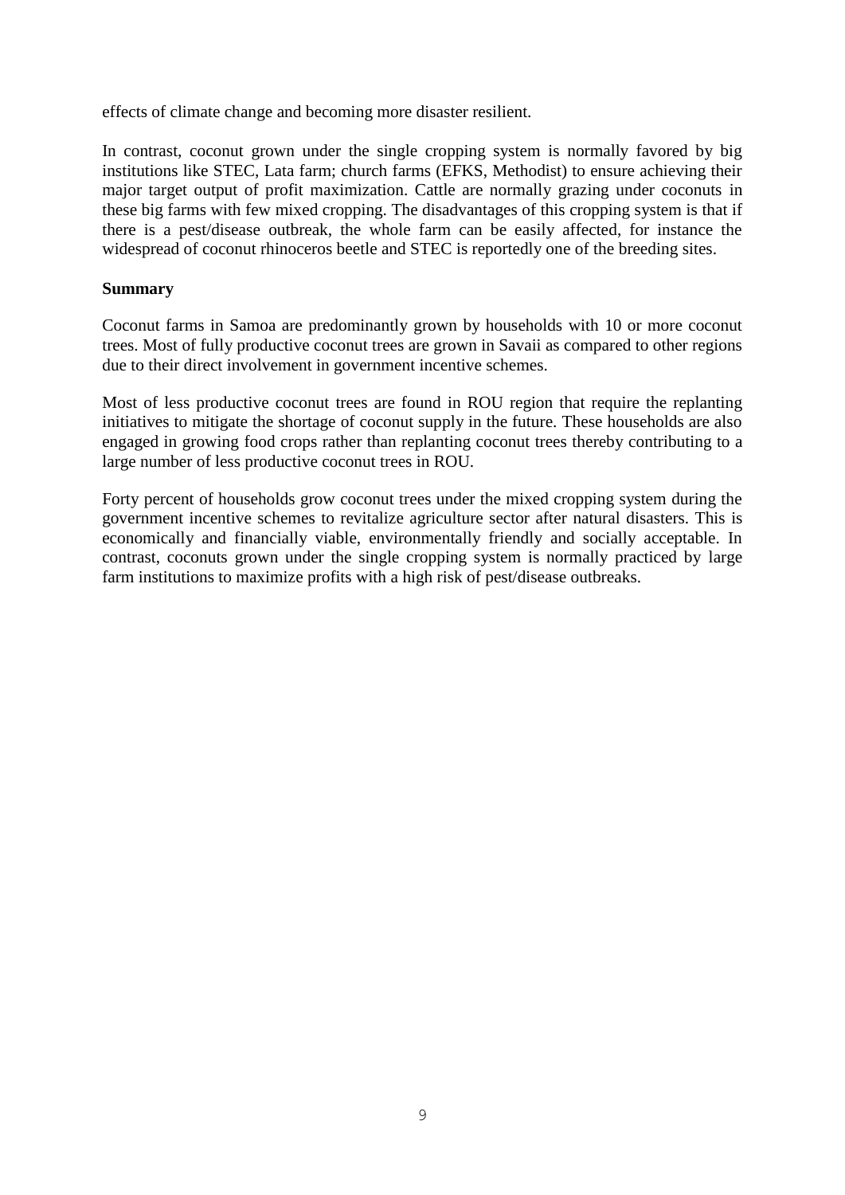effects of climate change and becoming more disaster resilient.

In contrast, coconut grown under the single cropping system is normally favored by big institutions like STEC, Lata farm; church farms (EFKS, Methodist) to ensure achieving their major target output of profit maximization. Cattle are normally grazing under coconuts in these big farms with few mixed cropping. The disadvantages of this cropping system is that if there is a pest/disease outbreak, the whole farm can be easily affected, for instance the widespread of coconut rhinoceros beetle and STEC is reportedly one of the breeding sites.

**Summary**

Coconut farms in Samoa are predominantly grown by households with 10 or more coconut trees. Most of fully productive coconut trees are grown in Savaii as compared to other regions due to their direct involvement in government incentive schemes.

Most of less productive coconut trees are found in ROU region that require the replanting initiatives to mitigate the shortage of coconut supply in the future. These households are also engaged in growing food crops rather than replanting coconut trees thereby contributing to a large number of less productive coconut trees in ROU.

Forty percent of households grow coconut trees under the mixed cropping system during the government incentive schemes to revitalize agriculture sector after natural disasters. This is economically and financially viable, environmentally friendly and socially acceptable. In contrast, coconuts grown under the single cropping system is normally practiced by large farm institutions to maximize profits with a high risk of pest/disease outbreaks.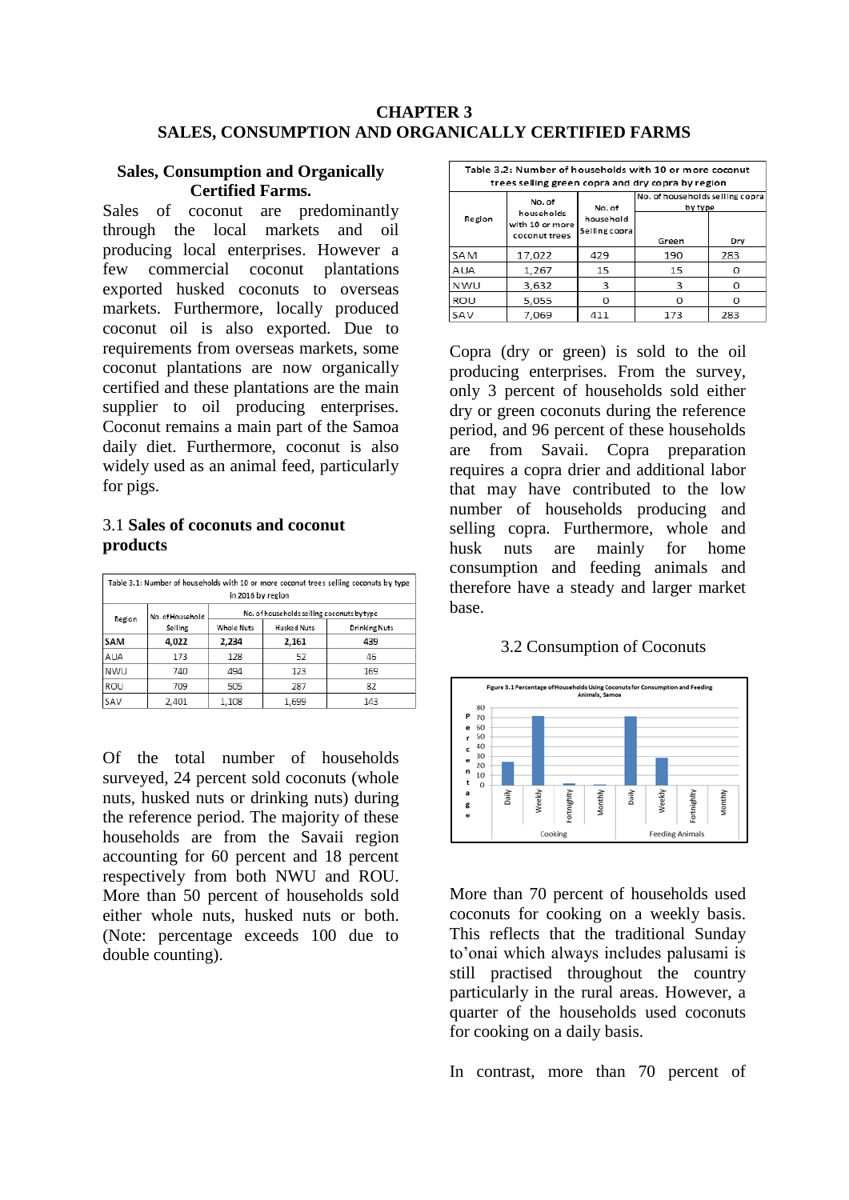# CHAPTER 3
# SALES, CONSUMPTION AND ORGANICALLY CERTIFIED FARMS

## Sales, Consumption and Organically Certified Farms.

Sales of coconut are predominantly through the local markets and oil producing local enterprises. However a few commercial coconut plantations exported husked coconuts to overseas markets. Furthermore, locally produced coconut oil is also exported. Due to requirements from overseas markets, some coconut plantations are now organically certified and these plantations are the main supplier to oil producing enterprises. Coconut remains a main part of the Samoa daily diet. Furthermore, coconut is also widely used as an animal feed, particularly for pigs.

### 3.1 **Sales of coconuts and coconut products**

Table 3.1: Number of households with 10 or more coconut trees selling coconuts by type in 2016 by region

| Region | No. of Household Selling | No. of households selling coconuts by type | | |
|---|---|---|---|---|
| | | Whole Nuts | Husked Nuts | Drinking Nuts |
| **SAM** | **4,022** | **2,234** | **2,161** | **439** |
| AUA | 173 | 128 | 52 | 46 |
| NWU | 740 | 494 | 123 | 169 |
| ROU | 709 | 505 | 287 | 82 |
| SAV | 2,401 | 1,108 | 1,699 | 143 |

Of the total number of households surveyed, 24 percent sold coconuts (whole nuts, husked nuts or drinking nuts) during the reference period. The majority of these households are from the Savaii region accounting for 60 percent and 18 percent respectively from both NWU and ROU. More than 50 percent of households sold either whole nuts, husked nuts or both. (Note: percentage exceeds 100 due to double counting).

Table 3.2: Number of households with 10 or more coconut trees selling green copra and dry copra by region

| Region | No. of households with 10 or more coconut trees | No. of household Selling copra | No. of households selling copra by type | |
|---|---|---|---|---|
| | | | Green | Dry |
| SAM | 17,022 | 429 | 190 | 283 |
| AUA | 1,267 | 15 | 15 | 0 |
| NWU | 3,632 | 3 | 3 | 0 |
| ROU | 5,055 | 0 | 0 | 0 |
| SAV | 7,069 | 411 | 173 | 283 |

Copra (dry or green) is sold to the oil producing enterprises. From the survey, only 3 percent of households sold either dry or green coconuts during the reference period, and 96 percent of these households are from Savaii. Copra preparation requires a copra drier and additional labor that may have contributed to the low number of households producing and selling copra. Furthermore, whole and husk nuts are mainly for home consumption and feeding animals and therefore have a steady and larger market base.

### 3.2 Consumption of Coconuts

Figure 3.1 Percentage of Households Using Coconuts for Consumption and Feeding Animals, Samoa

More than 70 percent of households used coconuts for cooking on a weekly basis. This reflects that the traditional Sunday to'onai which always includes palusami is still practised throughout the country particularly in the rural areas. However, a quarter of the households used coconuts for cooking on a daily basis.

In contrast, more than 70 percent of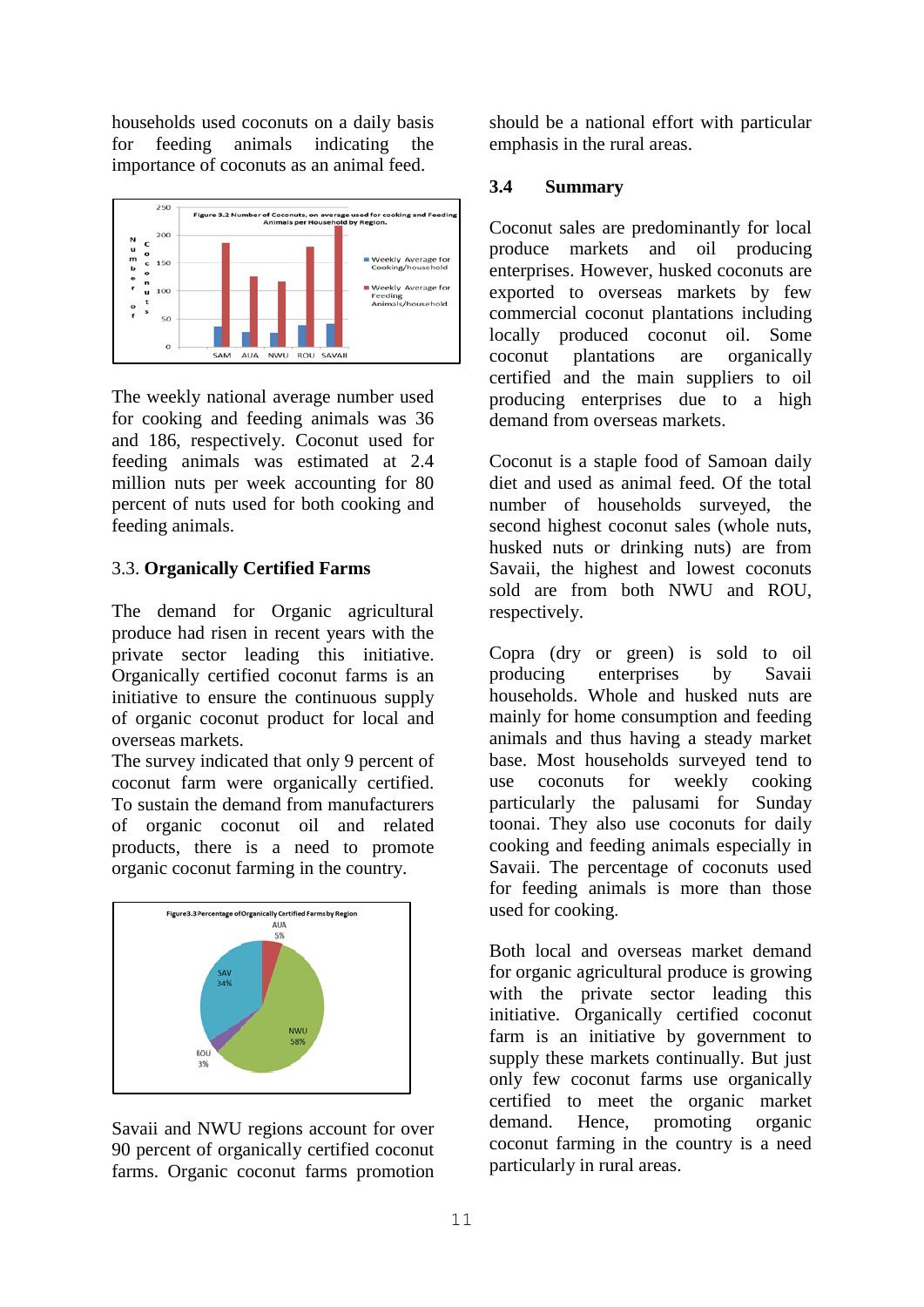households used coconuts on a daily basis for feeding animals indicating the importance of coconuts as an animal feed.

Figure 3.2 Number of Coconuts, on average used for cooking and Feeding Animals per Household by Region.

Number of Coconuts

250
200
150
100
50
0

SAM AUA NWU ROU SAVAII

Weekly Average for Cooking/household

Weekly Average for Feeding Animals/household

The weekly national average number used for cooking and feeding animals was 36 and 186, respectively. Coconut used for feeding animals was estimated at 2.4 million nuts per week accounting for 80 percent of nuts used for both cooking and feeding animals.

### 3.3. Organically Certified Farms

The demand for Organic agricultural produce had risen in recent years with the private sector leading this initiative. Organically certified coconut farms is an initiative to ensure the continuous supply of organic coconut product for local and overseas markets.

The survey indicated that only 9 percent of coconut farm were organically certified. To sustain the demand from manufacturers of organic coconut oil and related products, there is a need to promote organic coconut farming in the country.

Figure3.3 Percentage of Organically Certified Farms by Region

AUA
5%

SAV
34%

NWU
58%

ROU
3%

Savaii and NWU regions account for over 90 percent of organically certified coconut farms. Organic coconut farms promotion should be a national effort with particular emphasis in the rural areas.

### 3.4 Summary

Coconut sales are predominantly for local produce markets and oil producing enterprises. However, husked coconuts are exported to overseas markets by few commercial coconut plantations including locally produced coconut oil. Some coconut plantations are organically certified and the main suppliers to oil producing enterprises due to a high demand from overseas markets.

Coconut is a staple food of Samoan daily diet and used as animal feed. Of the total number of households surveyed, the second highest coconut sales (whole nuts, husked nuts or drinking nuts) are from Savaii, the highest and lowest coconuts sold are from both NWU and ROU, respectively.

Copra (dry or green) is sold to oil producing enterprises by Savaii households. Whole and husked nuts are mainly for home consumption and feeding animals and thus having a steady market base. Most households surveyed tend to use coconuts for weekly cooking particularly the palusami for Sunday toonai. They also use coconuts for daily cooking and feeding animals especially in Savaii. The percentage of coconuts used for feeding animals is more than those used for cooking.

Both local and overseas market demand for organic agricultural produce is growing with the private sector leading this initiative. Organically certified coconut farm is an initiative by government to supply these markets continually. But just only few coconut farms use organically certified to meet the organic market demand. Hence, promoting organic coconut farming in the country is a need particularly in rural areas.